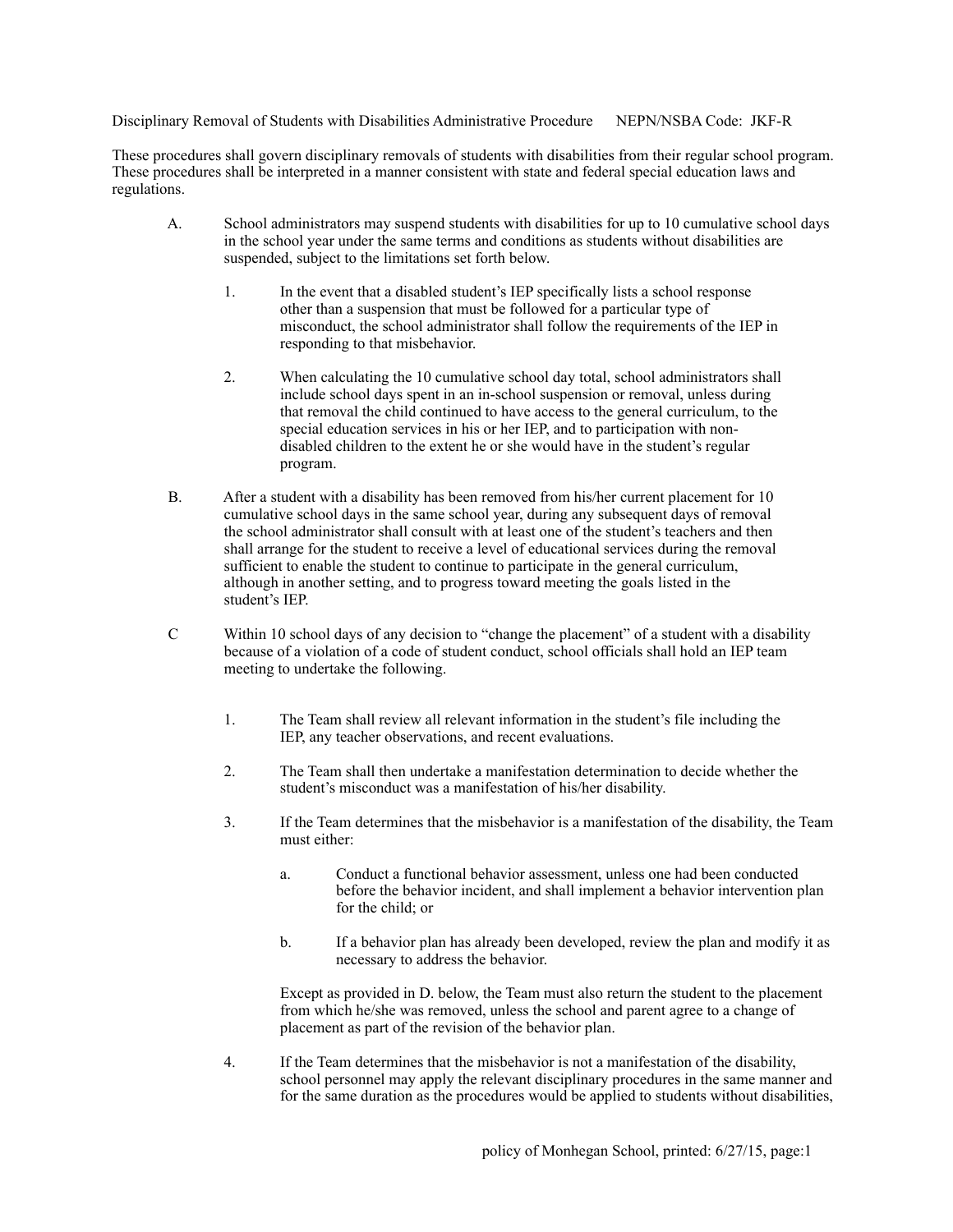Disciplinary Removal of Students with Disabilities Administrative Procedure NEPN/NSBA Code: JKF-R

These procedures shall govern disciplinary removals of students with disabilities from their regular school program. These procedures shall be interpreted in a manner consistent with state and federal special education laws and regulations.

A. School administrators may suspend students with disabilities for up to 10 cumulative school days in the school year under the same terms and conditions as students without disabilities are suspended, subject to the limitations set forth below.

   1. In the event that a disabled student's IEP specifically lists a school response other than a suspension that must be followed for a particular type of misconduct, the school administrator shall follow the requirements of the IEP in responding to that misbehavior.

   2. When calculating the 10 cumulative school day total, school administrators shall include school days spent in an in-school suspension or removal, unless during that removal the child continued to have access to the general curriculum, to the special education services in his or her IEP, and to participation with non-disabled children to the extent he or she would have in the student's regular program.

B. After a student with a disability has been removed from his/her current placement for 10 cumulative school days in the same school year, during any subsequent days of removal the school administrator shall consult with at least one of the student's teachers and then shall arrange for the student to receive a level of educational services during the removal sufficient to enable the student to continue to participate in the general curriculum, although in another setting, and to progress toward meeting the goals listed in the student's IEP.

C Within 10 school days of any decision to "change the placement" of a student with a disability because of a violation of a code of student conduct, school officials shall hold an IEP team meeting to undertake the following.

   1. The Team shall review all relevant information in the student's file including the IEP, any teacher observations, and recent evaluations.

   2. The Team shall then undertake a manifestation determination to decide whether the student's misconduct was a manifestation of his/her disability.

   3. If the Team determines that the misbehavior is a manifestation of the disability, the Team must either:

      a. Conduct a functional behavior assessment, unless one had been conducted before the behavior incident, and shall implement a behavior intervention plan for the child; or

      b. If a behavior plan has already been developed, review the plan and modify it as necessary to address the behavior.

      Except as provided in D. below, the Team must also return the student to the placement from which he/she was removed, unless the school and parent agree to a change of placement as part of the revision of the behavior plan.

   4. If the Team determines that the misbehavior is not a manifestation of the disability, school personnel may apply the relevant disciplinary procedures in the same manner and for the same duration as the procedures would be applied to students without disabilities,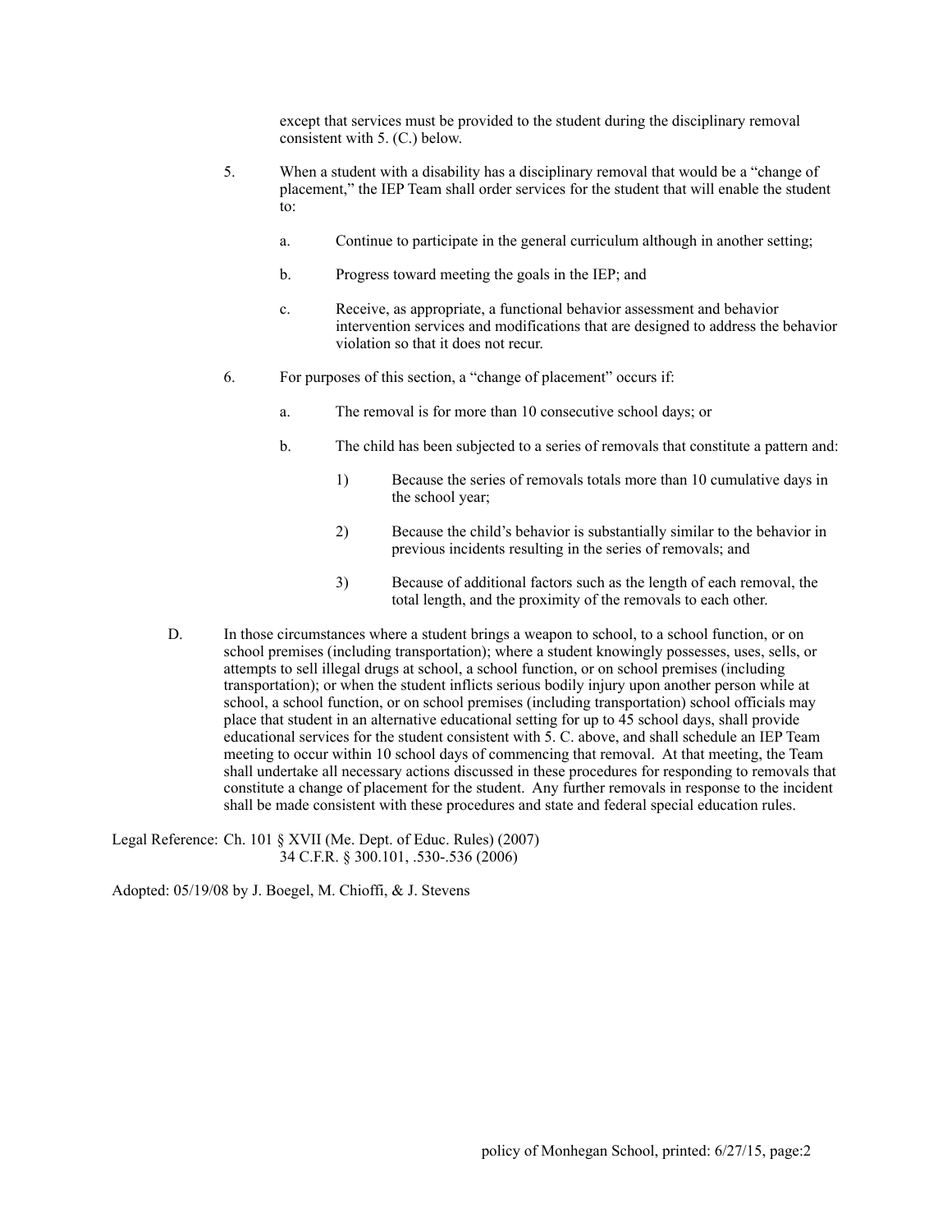except that services must be provided to the student during the disciplinary removal consistent with 5. (C.) below.

5. When a student with a disability has a disciplinary removal that would be a "change of placement," the IEP Team shall order services for the student that will enable the student to:

   a. Continue to participate in the general curriculum although in another setting;

   b. Progress toward meeting the goals in the IEP; and

   c. Receive, as appropriate, a functional behavior assessment and behavior intervention services and modifications that are designed to address the behavior violation so that it does not recur.

6. For purposes of this section, a "change of placement" occurs if:

   a. The removal is for more than 10 consecutive school days; or

   b. The child has been subjected to a series of removals that constitute a pattern and:

      1) Because the series of removals totals more than 10 cumulative days in the school year;

      2) Because the child's behavior is substantially similar to the behavior in previous incidents resulting in the series of removals; and

      3) Because of additional factors such as the length of each removal, the total length, and the proximity of the removals to each other.

D. In those circumstances where a student brings a weapon to school, to a school function, or on school premises (including transportation); where a student knowingly possesses, uses, sells, or attempts to sell illegal drugs at school, a school function, or on school premises (including transportation); or when the student inflicts serious bodily injury upon another person while at school, a school function, or on school premises (including transportation) school officials may place that student in an alternative educational setting for up to 45 school days, shall provide educational services for the student consistent with 5. C. above, and shall schedule an IEP Team meeting to occur within 10 school days of commencing that removal. At that meeting, the Team shall undertake all necessary actions discussed in these procedures for responding to removals that constitute a change of placement for the student. Any further removals in response to the incident shall be made consistent with these procedures and state and federal special education rules.

Legal Reference: Ch. 101 § XVII (Me. Dept. of Educ. Rules) (2007)
34 C.F.R. § 300.101, .530-.536 (2006)

Adopted: 05/19/08 by J. Boegel, M. Chioffi, & J. Stevens